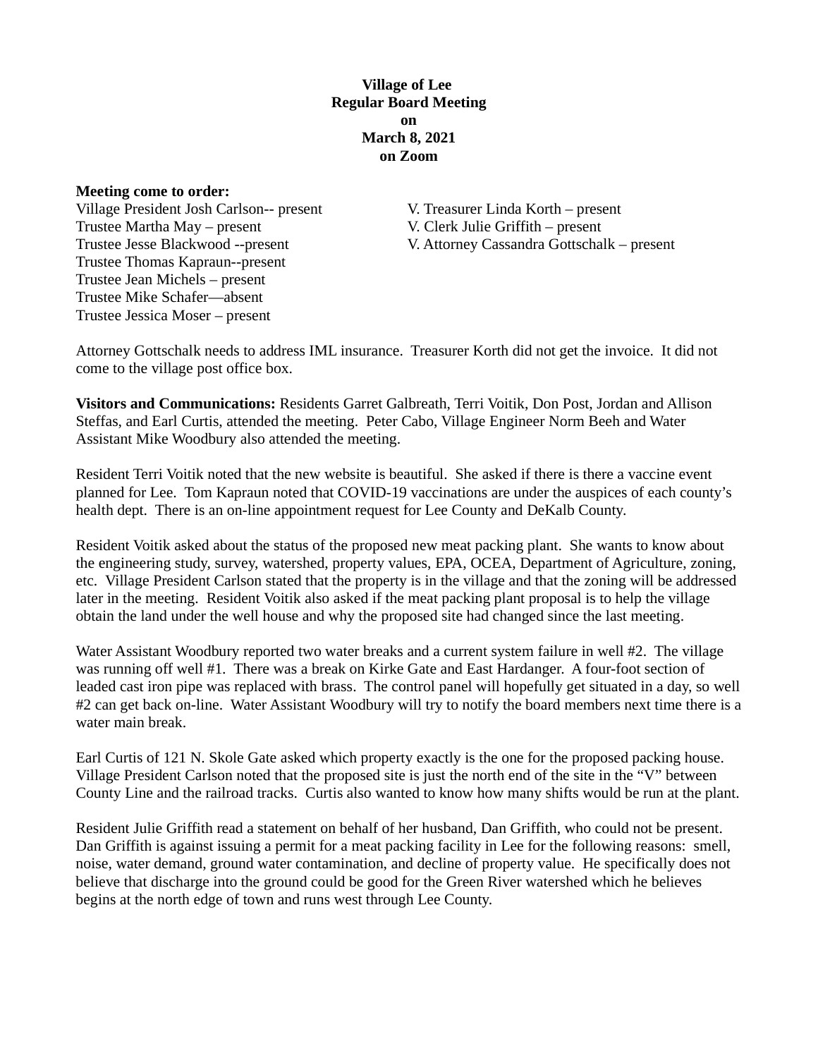**Village of Lee**
**Regular Board Meeting**
**on**
**March 8, 2021**
**on Zoom**

**Meeting come to order:**

Village President Josh Carlson-- present
Trustee Martha May – present
Trustee Jesse Blackwood --present
Trustee Thomas Kapraun--present
Trustee Jean Michels – present
Trustee Mike Schafer—absent
Trustee Jessica Moser – present

V. Treasurer Linda Korth – present
V. Clerk Julie Griffith – present
V. Attorney Cassandra Gottschalk – present

Attorney Gottschalk needs to address IML insurance. Treasurer Korth did not get the invoice. It did not come to the village post office box.

**Visitors and Communications:** Residents Garret Galbreath, Terri Voitik, Don Post, Jordan and Allison Steffas, and Earl Curtis, attended the meeting. Peter Cabo, Village Engineer Norm Beeh and Water Assistant Mike Woodbury also attended the meeting.

Resident Terri Voitik noted that the new website is beautiful. She asked if there is there a vaccine event planned for Lee. Tom Kapraun noted that COVID-19 vaccinations are under the auspices of each county's health dept. There is an on-line appointment request for Lee County and DeKalb County.

Resident Voitik asked about the status of the proposed new meat packing plant. She wants to know about the engineering study, survey, watershed, property values, EPA, OCEA, Department of Agriculture, zoning, etc. Village President Carlson stated that the property is in the village and that the zoning will be addressed later in the meeting. Resident Voitik also asked if the meat packing plant proposal is to help the village obtain the land under the well house and why the proposed site had changed since the last meeting.

Water Assistant Woodbury reported two water breaks and a current system failure in well #2. The village was running off well #1. There was a break on Kirke Gate and East Hardanger. A four-foot section of leaded cast iron pipe was replaced with brass. The control panel will hopefully get situated in a day, so well #2 can get back on-line. Water Assistant Woodbury will try to notify the board members next time there is a water main break.

Earl Curtis of 121 N. Skole Gate asked which property exactly is the one for the proposed packing house. Village President Carlson noted that the proposed site is just the north end of the site in the "V" between County Line and the railroad tracks. Curtis also wanted to know how many shifts would be run at the plant.

Resident Julie Griffith read a statement on behalf of her husband, Dan Griffith, who could not be present. Dan Griffith is against issuing a permit for a meat packing facility in Lee for the following reasons: smell, noise, water demand, ground water contamination, and decline of property value. He specifically does not believe that discharge into the ground could be good for the Green River watershed which he believes begins at the north edge of town and runs west through Lee County.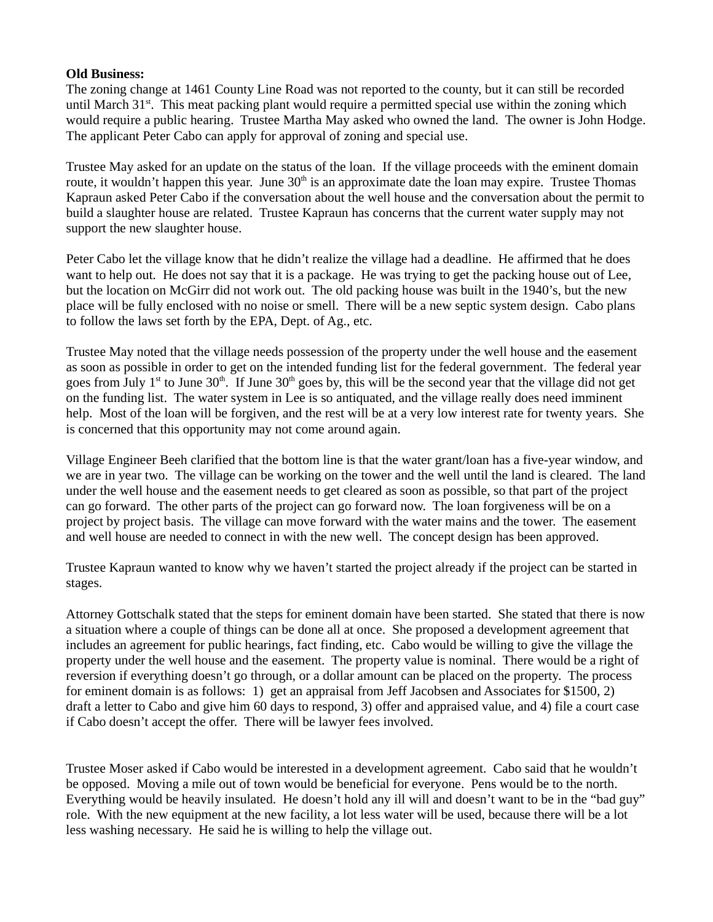**Old Business:**
The zoning change at 1461 County Line Road was not reported to the county, but it can still be recorded until March 31st. This meat packing plant would require a permitted special use within the zoning which would require a public hearing. Trustee Martha May asked who owned the land. The owner is John Hodge. The applicant Peter Cabo can apply for approval of zoning and special use.

Trustee May asked for an update on the status of the loan. If the village proceeds with the eminent domain route, it wouldn't happen this year. June 30th is an approximate date the loan may expire. Trustee Thomas Kapraun asked Peter Cabo if the conversation about the well house and the conversation about the permit to build a slaughter house are related. Trustee Kapraun has concerns that the current water supply may not support the new slaughter house.

Peter Cabo let the village know that he didn't realize the village had a deadline. He affirmed that he does want to help out. He does not say that it is a package. He was trying to get the packing house out of Lee, but the location on McGirr did not work out. The old packing house was built in the 1940's, but the new place will be fully enclosed with no noise or smell. There will be a new septic system design. Cabo plans to follow the laws set forth by the EPA, Dept. of Ag., etc.

Trustee May noted that the village needs possession of the property under the well house and the easement as soon as possible in order to get on the intended funding list for the federal government. The federal year goes from July 1st to June 30th. If June 30th goes by, this will be the second year that the village did not get on the funding list. The water system in Lee is so antiquated, and the village really does need imminent help. Most of the loan will be forgiven, and the rest will be at a very low interest rate for twenty years. She is concerned that this opportunity may not come around again.

Village Engineer Beeh clarified that the bottom line is that the water grant/loan has a five-year window, and we are in year two. The village can be working on the tower and the well until the land is cleared. The land under the well house and the easement needs to get cleared as soon as possible, so that part of the project can go forward. The other parts of the project can go forward now. The loan forgiveness will be on a project by project basis. The village can move forward with the water mains and the tower. The easement and well house are needed to connect in with the new well. The concept design has been approved.

Trustee Kapraun wanted to know why we haven't started the project already if the project can be started in stages.

Attorney Gottschalk stated that the steps for eminent domain have been started. She stated that there is now a situation where a couple of things can be done all at once. She proposed a development agreement that includes an agreement for public hearings, fact finding, etc. Cabo would be willing to give the village the property under the well house and the easement. The property value is nominal. There would be a right of reversion if everything doesn't go through, or a dollar amount can be placed on the property. The process for eminent domain is as follows: 1) get an appraisal from Jeff Jacobsen and Associates for $1500, 2) draft a letter to Cabo and give him 60 days to respond, 3) offer and appraised value, and 4) file a court case if Cabo doesn't accept the offer. There will be lawyer fees involved.

Trustee Moser asked if Cabo would be interested in a development agreement. Cabo said that he wouldn't be opposed. Moving a mile out of town would be beneficial for everyone. Pens would be to the north. Everything would be heavily insulated. He doesn't hold any ill will and doesn't want to be in the "bad guy" role. With the new equipment at the new facility, a lot less water will be used, because there will be a lot less washing necessary. He said he is willing to help the village out.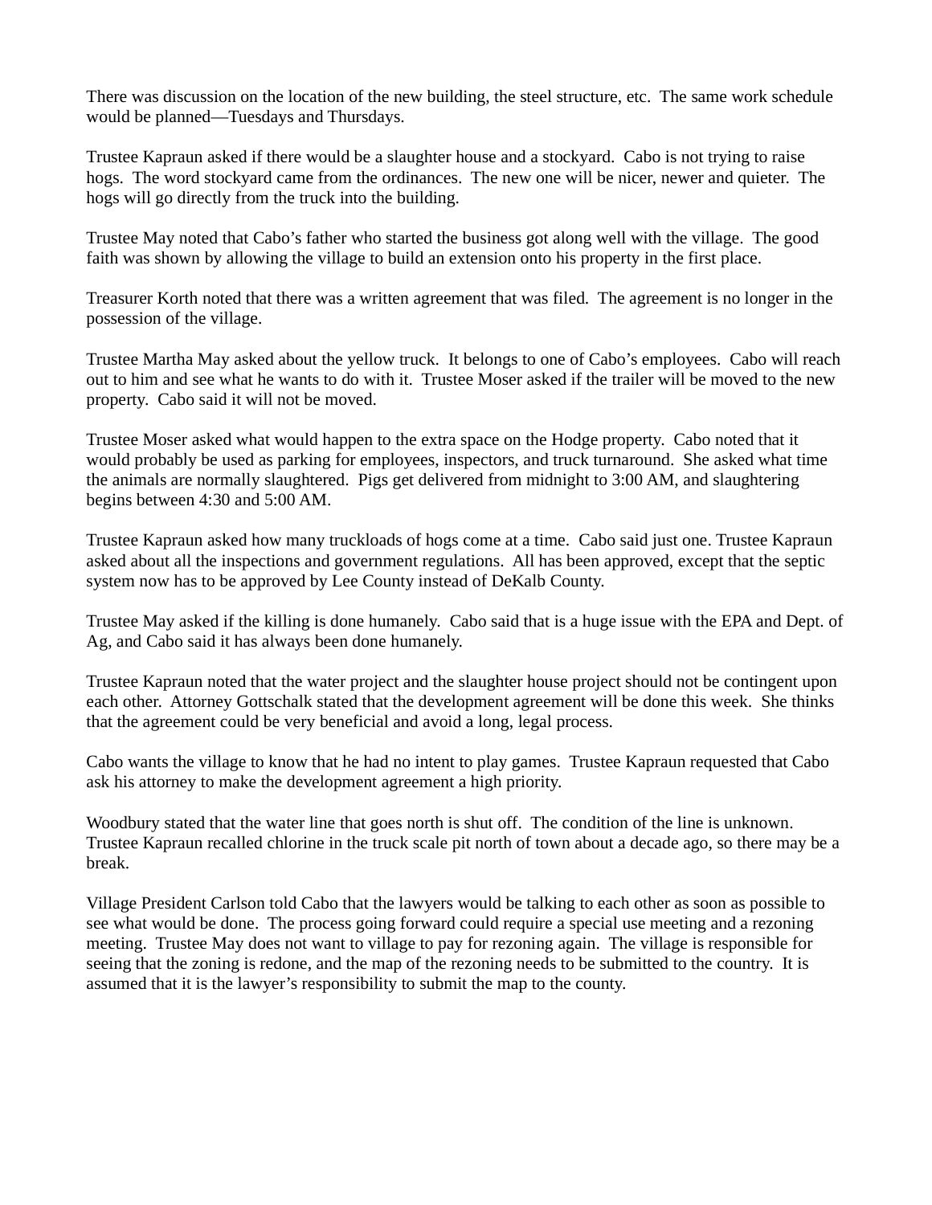There was discussion on the location of the new building, the steel structure, etc. The same work schedule would be planned—Tuesdays and Thursdays.

Trustee Kapraun asked if there would be a slaughter house and a stockyard. Cabo is not trying to raise hogs. The word stockyard came from the ordinances. The new one will be nicer, newer and quieter. The hogs will go directly from the truck into the building.

Trustee May noted that Cabo's father who started the business got along well with the village. The good faith was shown by allowing the village to build an extension onto his property in the first place.

Treasurer Korth noted that there was a written agreement that was filed. The agreement is no longer in the possession of the village.

Trustee Martha May asked about the yellow truck. It belongs to one of Cabo's employees. Cabo will reach out to him and see what he wants to do with it. Trustee Moser asked if the trailer will be moved to the new property. Cabo said it will not be moved.

Trustee Moser asked what would happen to the extra space on the Hodge property. Cabo noted that it would probably be used as parking for employees, inspectors, and truck turnaround. She asked what time the animals are normally slaughtered. Pigs get delivered from midnight to 3:00 AM, and slaughtering begins between 4:30 and 5:00 AM.

Trustee Kapraun asked how many truckloads of hogs come at a time. Cabo said just one. Trustee Kapraun asked about all the inspections and government regulations. All has been approved, except that the septic system now has to be approved by Lee County instead of DeKalb County.

Trustee May asked if the killing is done humanely. Cabo said that is a huge issue with the EPA and Dept. of Ag, and Cabo said it has always been done humanely.

Trustee Kapraun noted that the water project and the slaughter house project should not be contingent upon each other. Attorney Gottschalk stated that the development agreement will be done this week. She thinks that the agreement could be very beneficial and avoid a long, legal process.

Cabo wants the village to know that he had no intent to play games. Trustee Kapraun requested that Cabo ask his attorney to make the development agreement a high priority.

Woodbury stated that the water line that goes north is shut off. The condition of the line is unknown. Trustee Kapraun recalled chlorine in the truck scale pit north of town about a decade ago, so there may be a break.

Village President Carlson told Cabo that the lawyers would be talking to each other as soon as possible to see what would be done. The process going forward could require a special use meeting and a rezoning meeting. Trustee May does not want to village to pay for rezoning again. The village is responsible for seeing that the zoning is redone, and the map of the rezoning needs to be submitted to the country. It is assumed that it is the lawyer's responsibility to submit the map to the county.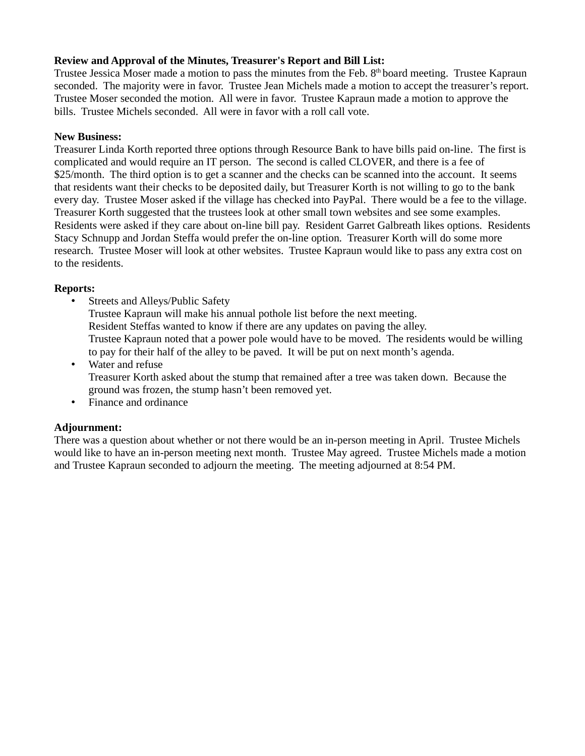**Review and Approval of the Minutes, Treasurer's Report and Bill List:**
Trustee Jessica Moser made a motion to pass the minutes from the Feb. 8th board meeting. Trustee Kapraun seconded. The majority were in favor. Trustee Jean Michels made a motion to accept the treasurer's report. Trustee Moser seconded the motion. All were in favor. Trustee Kapraun made a motion to approve the bills. Trustee Michels seconded. All were in favor with a roll call vote.

**New Business:**
Treasurer Linda Korth reported three options through Resource Bank to have bills paid on-line. The first is complicated and would require an IT person. The second is called CLOVER, and there is a fee of $25/month. The third option is to get a scanner and the checks can be scanned into the account. It seems that residents want their checks to be deposited daily, but Treasurer Korth is not willing to go to the bank every day. Trustee Moser asked if the village has checked into PayPal. There would be a fee to the village. Treasurer Korth suggested that the trustees look at other small town websites and see some examples. Residents were asked if they care about on-line bill pay. Resident Garret Galbreath likes options. Residents Stacy Schnupp and Jordan Steffa would prefer the on-line option. Treasurer Korth will do some more research. Trustee Moser will look at other websites. Trustee Kapraun would like to pass any extra cost on to the residents.

**Reports:**

- Streets and Alleys/Public Safety
  Trustee Kapraun will make his annual pothole list before the next meeting.
  Resident Steffas wanted to know if there are any updates on paving the alley.
  Trustee Kapraun noted that a power pole would have to be moved. The residents would be willing to pay for their half of the alley to be paved. It will be put on next month's agenda.
- Water and refuse
  Treasurer Korth asked about the stump that remained after a tree was taken down. Because the ground was frozen, the stump hasn't been removed yet.
- Finance and ordinance

**Adjournment:**
There was a question about whether or not there would be an in-person meeting in April. Trustee Michels would like to have an in-person meeting next month. Trustee May agreed. Trustee Michels made a motion and Trustee Kapraun seconded to adjourn the meeting. The meeting adjourned at 8:54 PM.